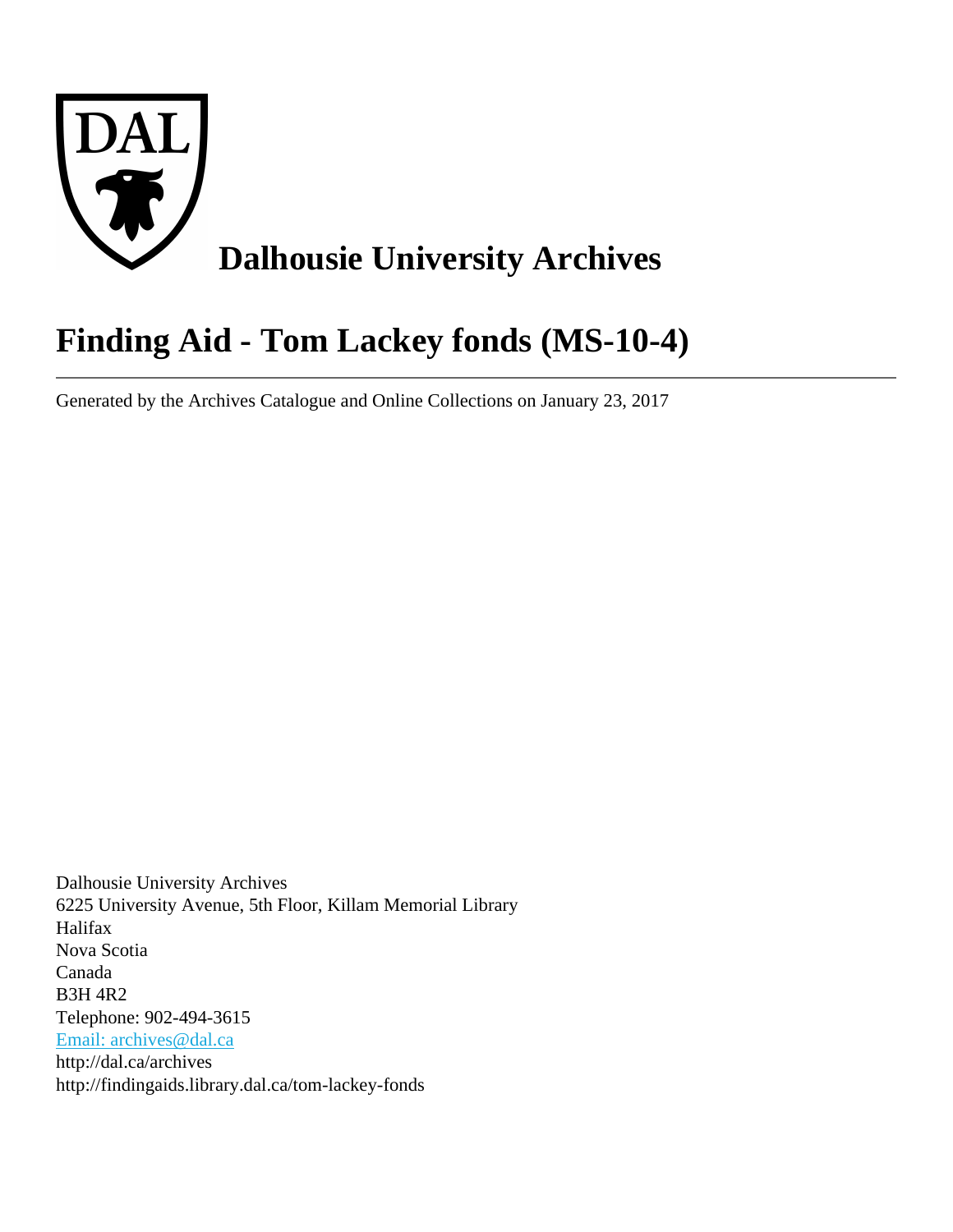# Dalhousie University Archives

# Finding Aid - Tom Lackey fonds (MS-10-4)

---

Generated by the Archives Catalogue and Online Collections on January 23, 2017

Dalhousie University Archives
6225 University Avenue, 5th Floor, Killam Memorial Library
Halifax
Nova Scotia
Canada
B3H 4R2
Telephone: 902-494-3615
Email: archives@dal.ca
http://dal.ca/archives
http://findingaids.library.dal.ca/tom-lackey-fonds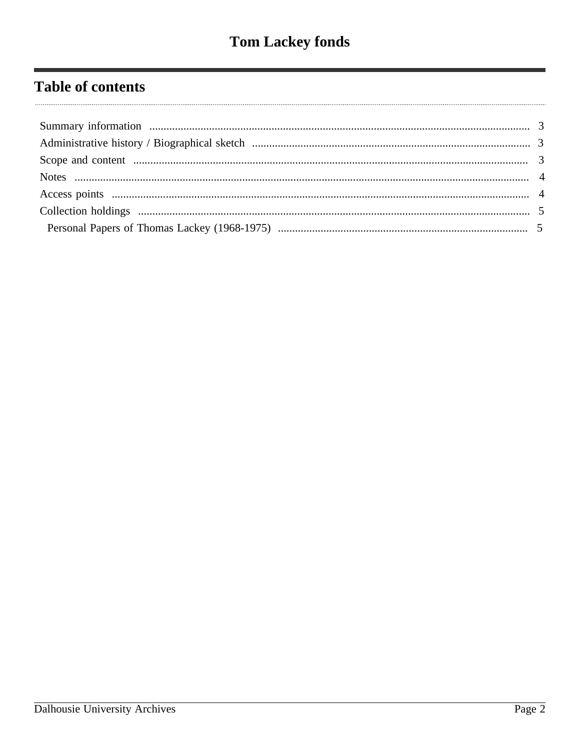# Tom Lackey fonds

## Table of contents

- Summary information ..................................................................... 3
- Administrative history / Biographical sketch ..................................... 3
- Scope and content ........................................................................ 3
- Notes ............................................................................................ 4
- Access points ................................................................................ 4
- Collection holdings ........................................................................ 5
  - Personal Papers of Thomas Lackey (1968-1975) ............................. 5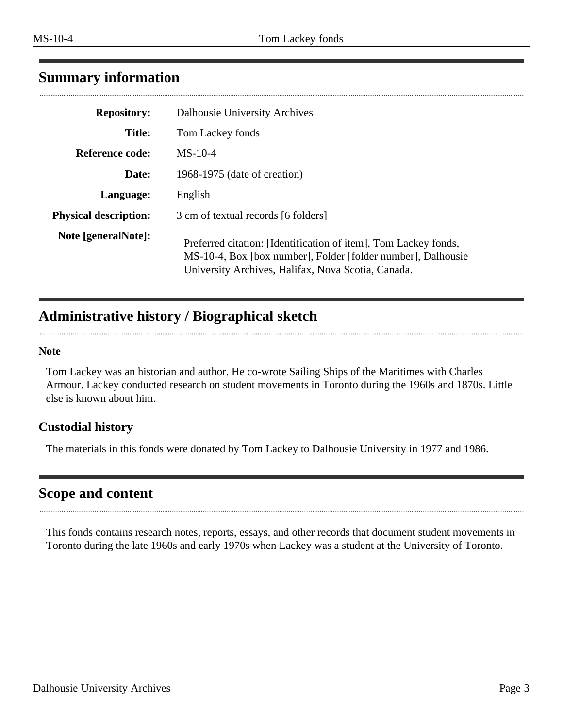## Summary information

| | |
|---|---|
| **Repository:** | Dalhousie University Archives |
| **Title:** | Tom Lackey fonds |
| **Reference code:** | MS-10-4 |
| **Date:** | 1968-1975 (date of creation) |
| **Language:** | English |
| **Physical description:** | 3 cm of textual records [6 folders] |
| **Note [generalNote]:** | Preferred citation: [Identification of item], Tom Lackey fonds, MS-10-4, Box [box number], Folder [folder number], Dalhousie University Archives, Halifax, Nova Scotia, Canada. |

## Administrative history / Biographical sketch

**Note**

Tom Lackey was an historian and author. He co-wrote Sailing Ships of the Maritimes with Charles Armour. Lackey conducted research on student movements in Toronto during the 1960s and 1870s. Little else is known about him.

### Custodial history

The materials in this fonds were donated by Tom Lackey to Dalhousie University in 1977 and 1986.

## Scope and content

This fonds contains research notes, reports, essays, and other records that document student movements in Toronto during the late 1960s and early 1970s when Lackey was a student at the University of Toronto.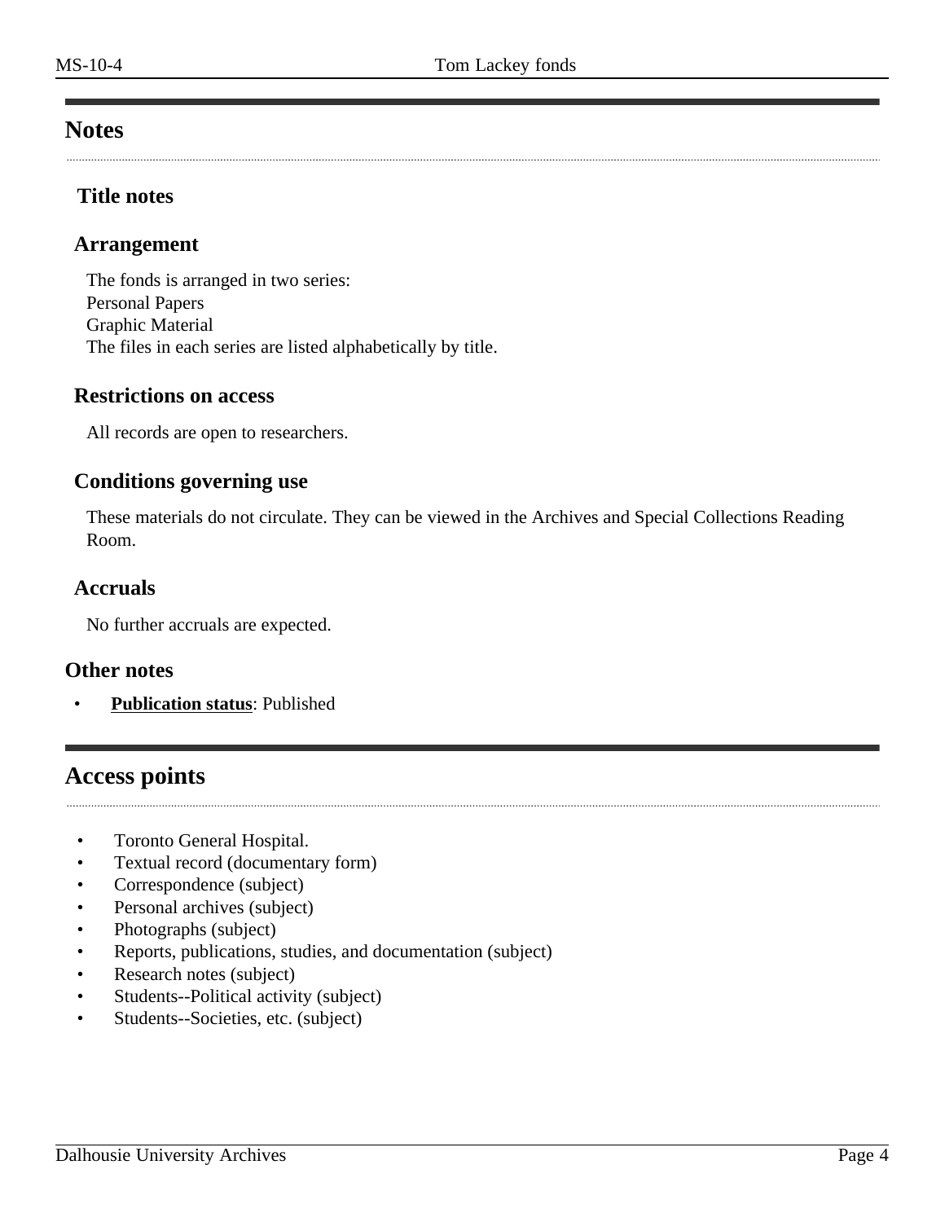## Notes

### Title notes

### Arrangement

The fonds is arranged in two series:
Personal Papers
Graphic Material
The files in each series are listed alphabetically by title.

### Restrictions on access

All records are open to researchers.

### Conditions governing use

These materials do not circulate. They can be viewed in the Archives and Special Collections Reading Room.

### Accruals

No further accruals are expected.

### Other notes

- **Publication status**: Published

## Access points

- Toronto General Hospital.
- Textual record (documentary form)
- Correspondence (subject)
- Personal archives (subject)
- Photographs (subject)
- Reports, publications, studies, and documentation (subject)
- Research notes (subject)
- Students--Political activity (subject)
- Students--Societies, etc. (subject)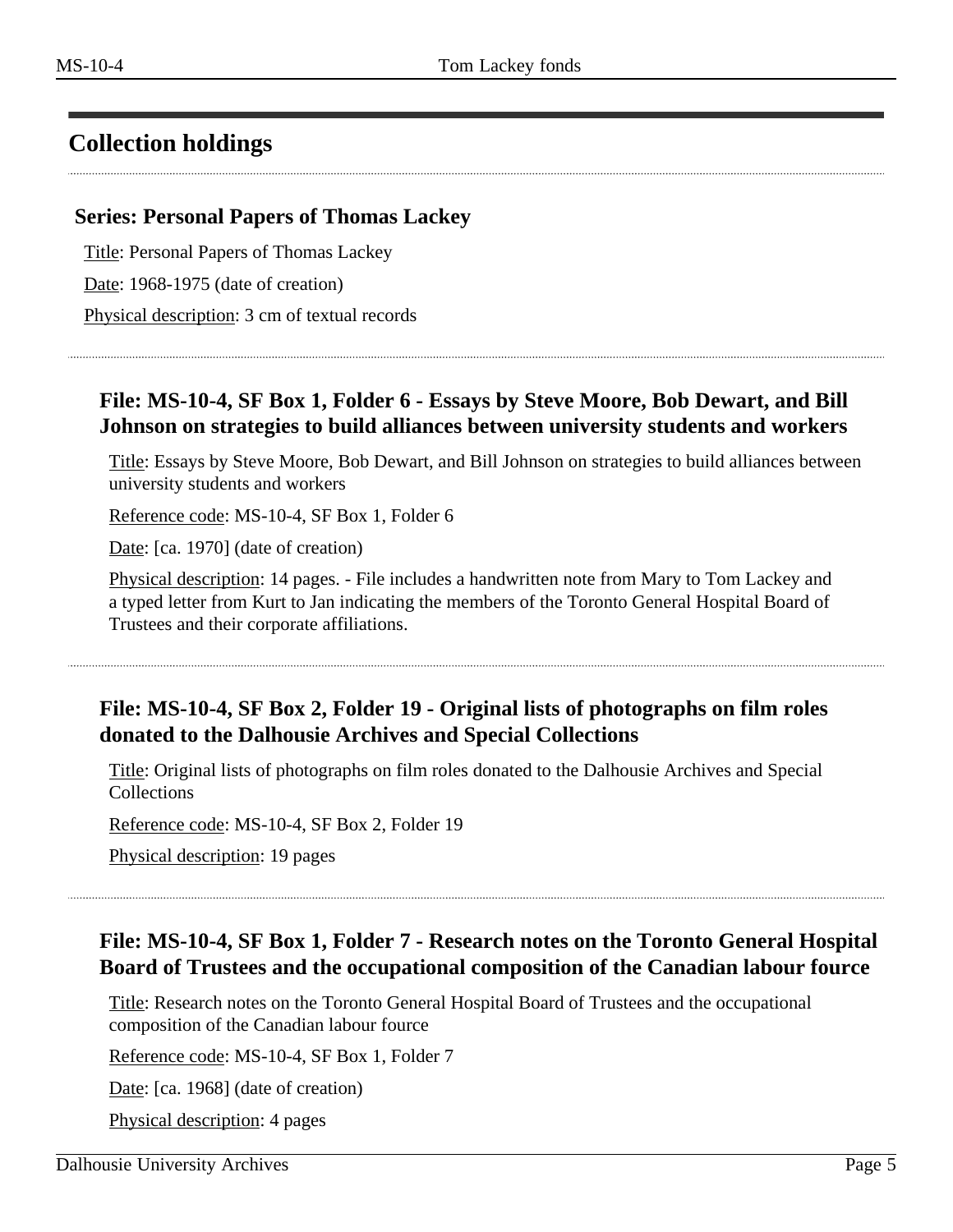## Collection holdings

### Series: Personal Papers of Thomas Lackey

Title: Personal Papers of Thomas Lackey

Date: 1968-1975 (date of creation)

Physical description: 3 cm of textual records

#### File: MS-10-4, SF Box 1, Folder 6 - Essays by Steve Moore, Bob Dewart, and Bill Johnson on strategies to build alliances between university students and workers

Title: Essays by Steve Moore, Bob Dewart, and Bill Johnson on strategies to build alliances between university students and workers

Reference code: MS-10-4, SF Box 1, Folder 6

Date: [ca. 1970] (date of creation)

Physical description: 14 pages. - File includes a handwritten note from Mary to Tom Lackey and a typed letter from Kurt to Jan indicating the members of the Toronto General Hospital Board of Trustees and their corporate affiliations.

#### File: MS-10-4, SF Box 2, Folder 19 - Original lists of photographs on film roles donated to the Dalhousie Archives and Special Collections

Title: Original lists of photographs on film roles donated to the Dalhousie Archives and Special Collections

Reference code: MS-10-4, SF Box 2, Folder 19

Physical description: 19 pages

#### File: MS-10-4, SF Box 1, Folder 7 - Research notes on the Toronto General Hospital Board of Trustees and the occupational composition of the Canadian labour fource

Title: Research notes on the Toronto General Hospital Board of Trustees and the occupational composition of the Canadian labour fource

Reference code: MS-10-4, SF Box 1, Folder 7

Date: [ca. 1968] (date of creation)

Physical description: 4 pages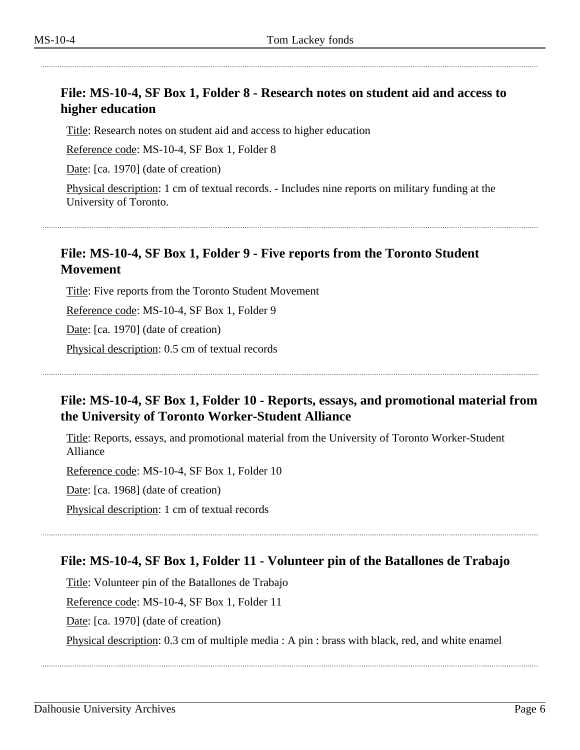### File: MS-10-4, SF Box 1, Folder 8 - Research notes on student aid and access to higher education

Title: Research notes on student aid and access to higher education

Reference code: MS-10-4, SF Box 1, Folder 8

Date: [ca. 1970] (date of creation)

Physical description: 1 cm of textual records. - Includes nine reports on military funding at the University of Toronto.

### File: MS-10-4, SF Box 1, Folder 9 - Five reports from the Toronto Student Movement

Title: Five reports from the Toronto Student Movement

Reference code: MS-10-4, SF Box 1, Folder 9

Date: [ca. 1970] (date of creation)

Physical description: 0.5 cm of textual records

### File: MS-10-4, SF Box 1, Folder 10 - Reports, essays, and promotional material from the University of Toronto Worker-Student Alliance

Title: Reports, essays, and promotional material from the University of Toronto Worker-Student Alliance

Reference code: MS-10-4, SF Box 1, Folder 10

Date: [ca. 1968] (date of creation)

Physical description: 1 cm of textual records

### File: MS-10-4, SF Box 1, Folder 11 - Volunteer pin of the Batallones de Trabajo

Title: Volunteer pin of the Batallones de Trabajo

Reference code: MS-10-4, SF Box 1, Folder 11

Date: [ca. 1970] (date of creation)

Physical description: 0.3 cm of multiple media : A pin : brass with black, red, and white enamel